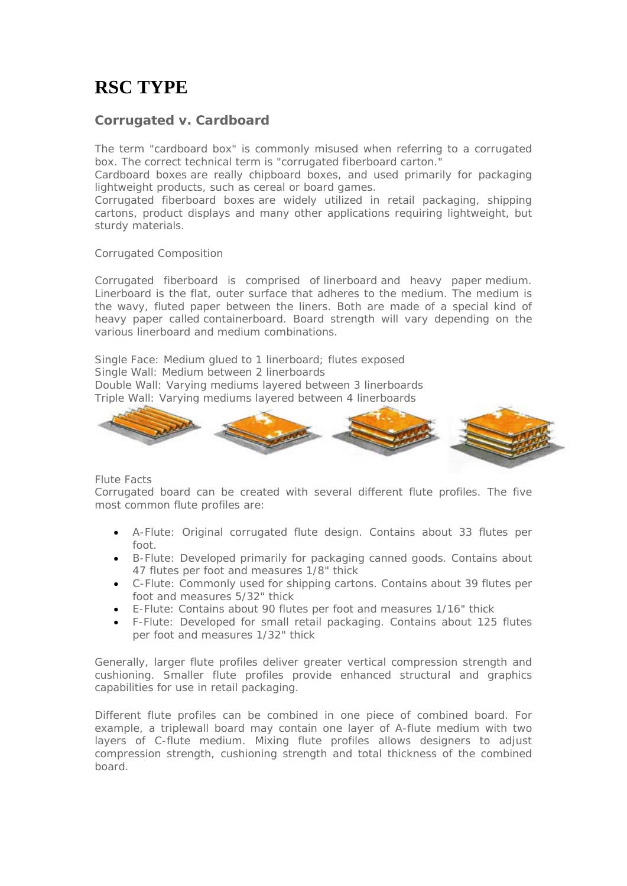# RSC TYPE

## Corrugated v. Cardboard

The term "cardboard box" is commonly misused when referring to a corrugated box. The correct technical term is "corrugated fiberboard carton."
Cardboard boxes are really chipboard boxes, and used primarily for packaging lightweight products, such as cereal or board games.
Corrugated fiberboard boxes are widely utilized in retail packaging, shipping cartons, product displays and many other applications requiring lightweight, but sturdy materials.

Corrugated Composition

Corrugated fiberboard is comprised of linerboard and heavy paper medium. Linerboard is the flat, outer surface that adheres to the medium. The medium is the wavy, fluted paper between the liners. Both are made of a special kind of heavy paper called containerboard. Board strength will vary depending on the various linerboard and medium combinations.

Single Face: Medium glued to 1 linerboard; flutes exposed
Single Wall: Medium between 2 linerboards
Double Wall: Varying mediums layered between 3 linerboards
Triple Wall: Varying mediums layered between 4 linerboards

Flute Facts
Corrugated board can be created with several different flute profiles. The five most common flute profiles are:

- A-Flute: Original corrugated flute design. Contains about 33 flutes per foot.
- B-Flute: Developed primarily for packaging canned goods. Contains about 47 flutes per foot and measures 1/8" thick
- C-Flute: Commonly used for shipping cartons. Contains about 39 flutes per foot and measures 5/32" thick
- E-Flute: Contains about 90 flutes per foot and measures 1/16" thick
- F-Flute: Developed for small retail packaging. Contains about 125 flutes per foot and measures 1/32" thick

Generally, larger flute profiles deliver greater vertical compression strength and cushioning. Smaller flute profiles provide enhanced structural and graphics capabilities for use in retail packaging.

Different flute profiles can be combined in one piece of combined board. For example, a triplewall board may contain one layer of A-flute medium with two layers of C-flute medium. Mixing flute profiles allows designers to adjust compression strength, cushioning strength and total thickness of the combined board.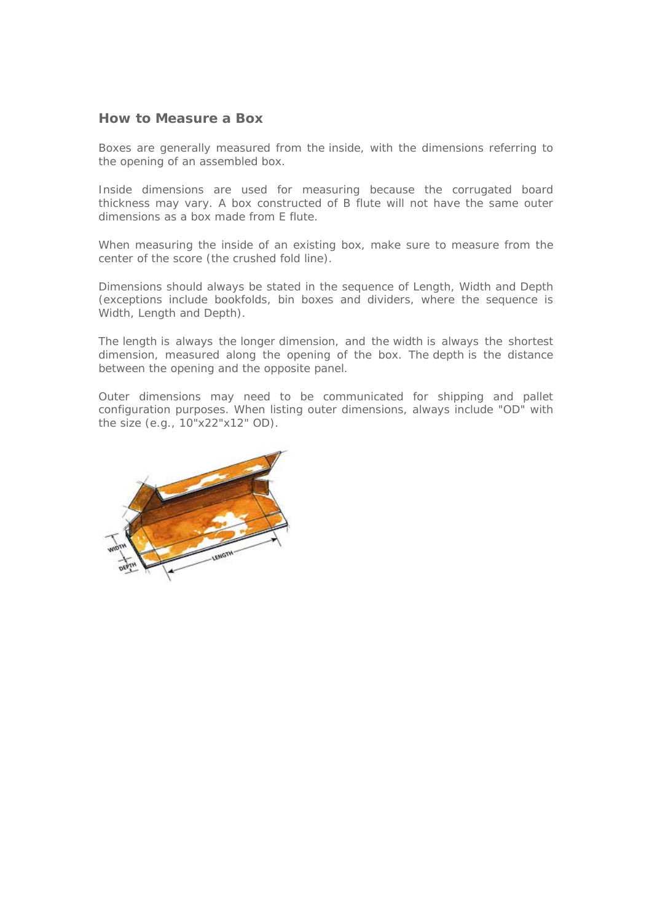## How to Measure a Box

Boxes are generally measured from the inside, with the dimensions referring to the opening of an assembled box.

Inside dimensions are used for measuring because the corrugated board thickness may vary. A box constructed of B flute will not have the same outer dimensions as a box made from E flute.

When measuring the inside of an existing box, make sure to measure from the center of the score (the crushed fold line).

Dimensions should always be stated in the sequence of Length, Width and Depth (exceptions include bookfolds, bin boxes and dividers, where the sequence is Width, Length and Depth).

The length is always the longer dimension, and the width is always the shortest dimension, measured along the opening of the box. The depth is the distance between the opening and the opposite panel.

Outer dimensions may need to be communicated for shipping and pallet configuration purposes. When listing outer dimensions, always include "OD" with the size (e.g., 10"x22"x12" OD).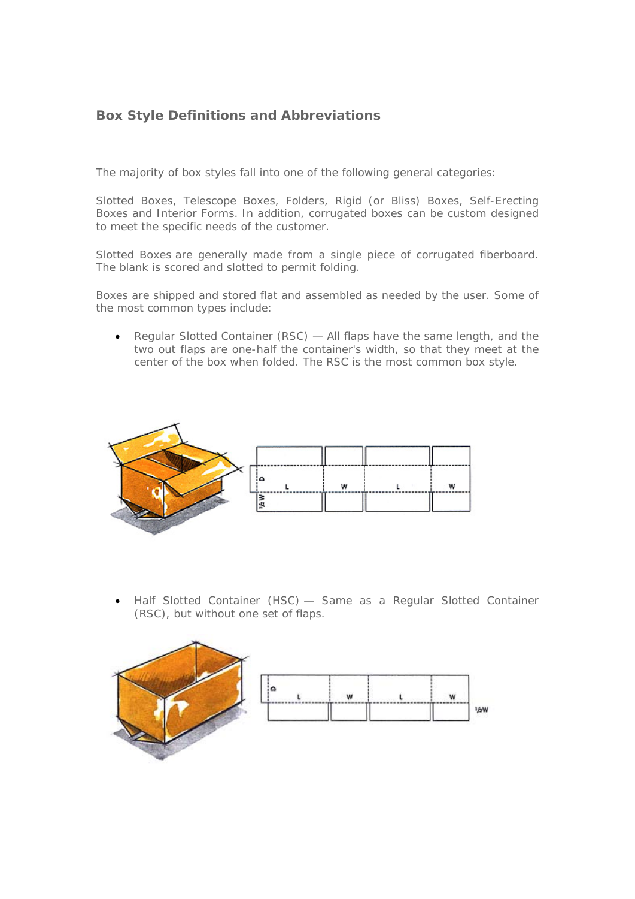## Box Style Definitions and Abbreviations

The majority of box styles fall into one of the following general categories:

Slotted Boxes, Telescope Boxes, Folders, Rigid (or Bliss) Boxes, Self-Erecting Boxes and Interior Forms. In addition, corrugated boxes can be custom designed to meet the specific needs of the customer.

Slotted Boxes are generally made from a single piece of corrugated fiberboard. The blank is scored and slotted to permit folding.

Boxes are shipped and stored flat and assembled as needed by the user. Some of the most common types include:

- Regular Slotted Container (RSC) — All flaps have the same length, and the two out flaps are one-half the container's width, so that they meet at the center of the box when folded. The RSC is the most common box style.

- Half Slotted Container (HSC) — Same as a Regular Slotted Container (RSC), but without one set of flaps.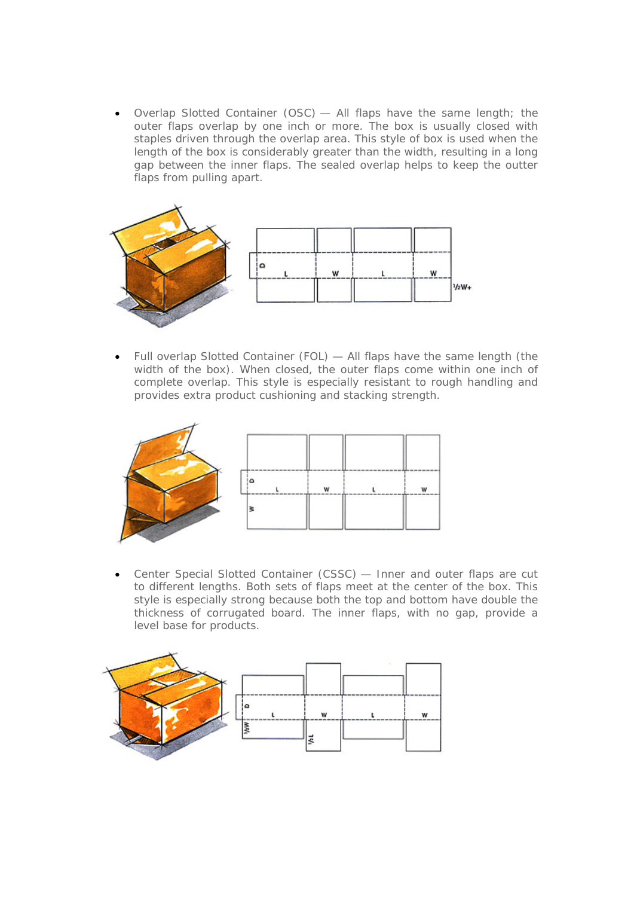- Overlap Slotted Container (OSC) — All flaps have the same length; the outer flaps overlap by one inch or more. The box is usually closed with staples driven through the overlap area. This style of box is used when the length of the box is considerably greater than the width, resulting in a long gap between the inner flaps. The sealed overlap helps to keep the outter flaps from pulling apart.

- Full overlap Slotted Container (FOL) — All flaps have the same length (the width of the box). When closed, the outer flaps come within one inch of complete overlap. This style is especially resistant to rough handling and provides extra product cushioning and stacking strength.

- Center Special Slotted Container (CSSC) — Inner and outer flaps are cut to different lengths. Both sets of flaps meet at the center of the box. This style is especially strong because both the top and bottom have double the thickness of corrugated board. The inner flaps, with no gap, provide a level base for products.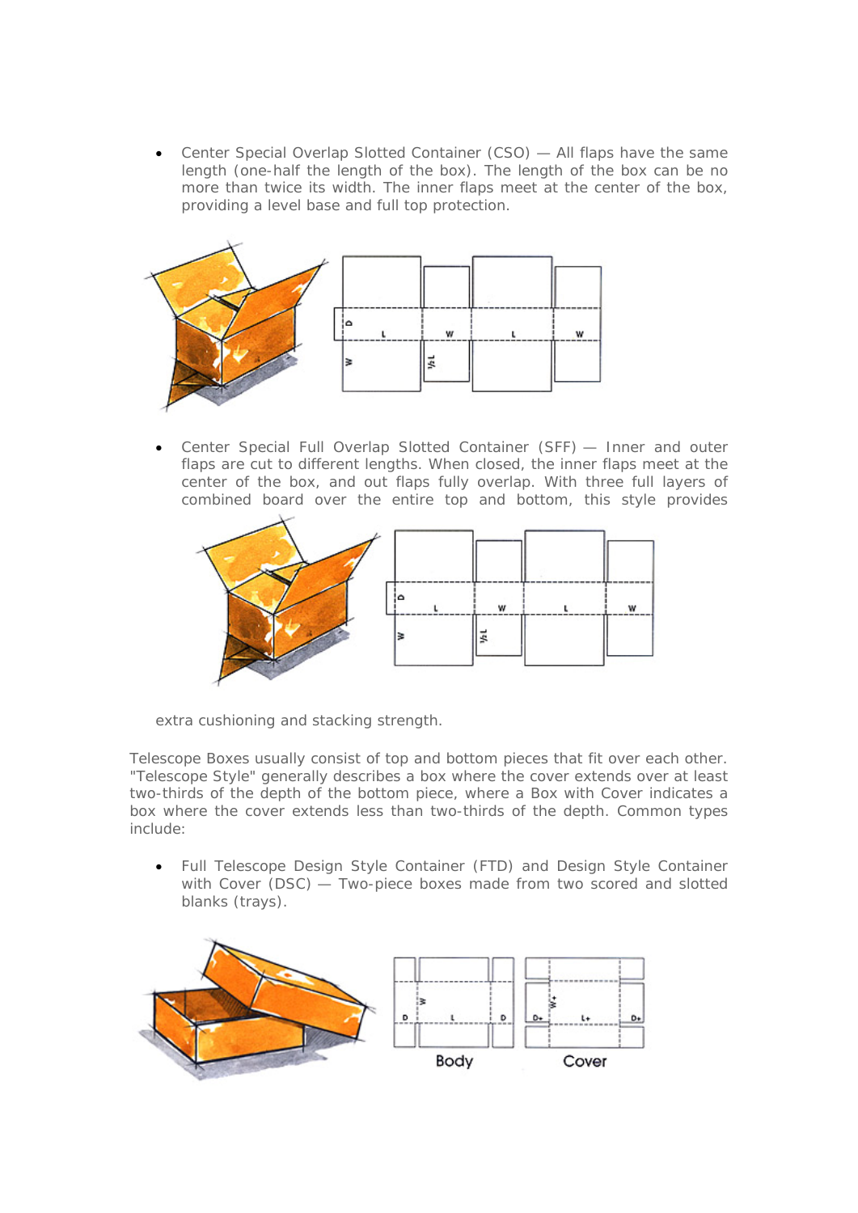- Center Special Overlap Slotted Container (CSO) — All flaps have the same length (one-half the length of the box). The length of the box can be no more than twice its width. The inner flaps meet at the center of the box, providing a level base and full top protection.

- Center Special Full Overlap Slotted Container (SFF) — Inner and outer flaps are cut to different lengths. When closed, the inner flaps meet at the center of the box, and out flaps fully overlap. With three full layers of combined board over the entire top and bottom, this style provides extra cushioning and stacking strength.

Telescope Boxes usually consist of top and bottom pieces that fit over each other. "Telescope Style" generally describes a box where the cover extends over at least two-thirds of the depth of the bottom piece, where a Box with Cover indicates a box where the cover extends less than two-thirds of the depth. Common types include:

- Full Telescope Design Style Container (FTD) and Design Style Container with Cover (DSC) — Two-piece boxes made from two scored and slotted blanks (trays).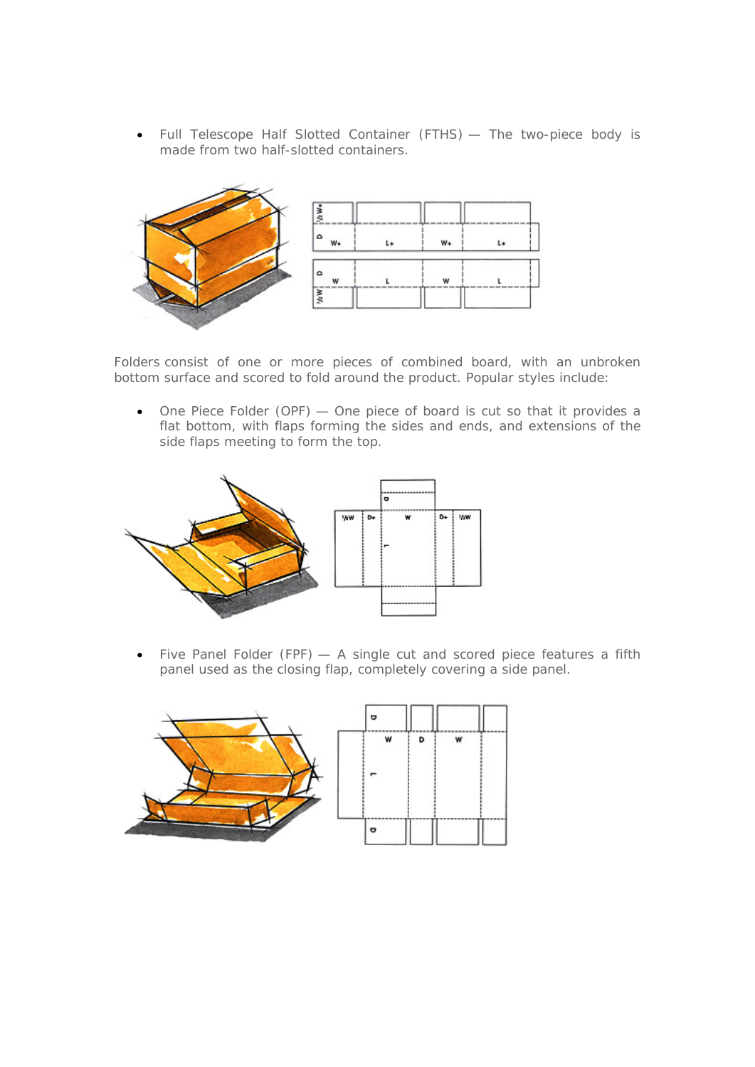- Full Telescope Half Slotted Container (FTHS) — The two-piece body is made from two half-slotted containers.

Folders consist of one or more pieces of combined board, with an unbroken bottom surface and scored to fold around the product. Popular styles include:

- One Piece Folder (OPF) — One piece of board is cut so that it provides a flat bottom, with flaps forming the sides and ends, and extensions of the side flaps meeting to form the top.

- Five Panel Folder (FPF) — A single cut and scored piece features a fifth panel used as the closing flap, completely covering a side panel.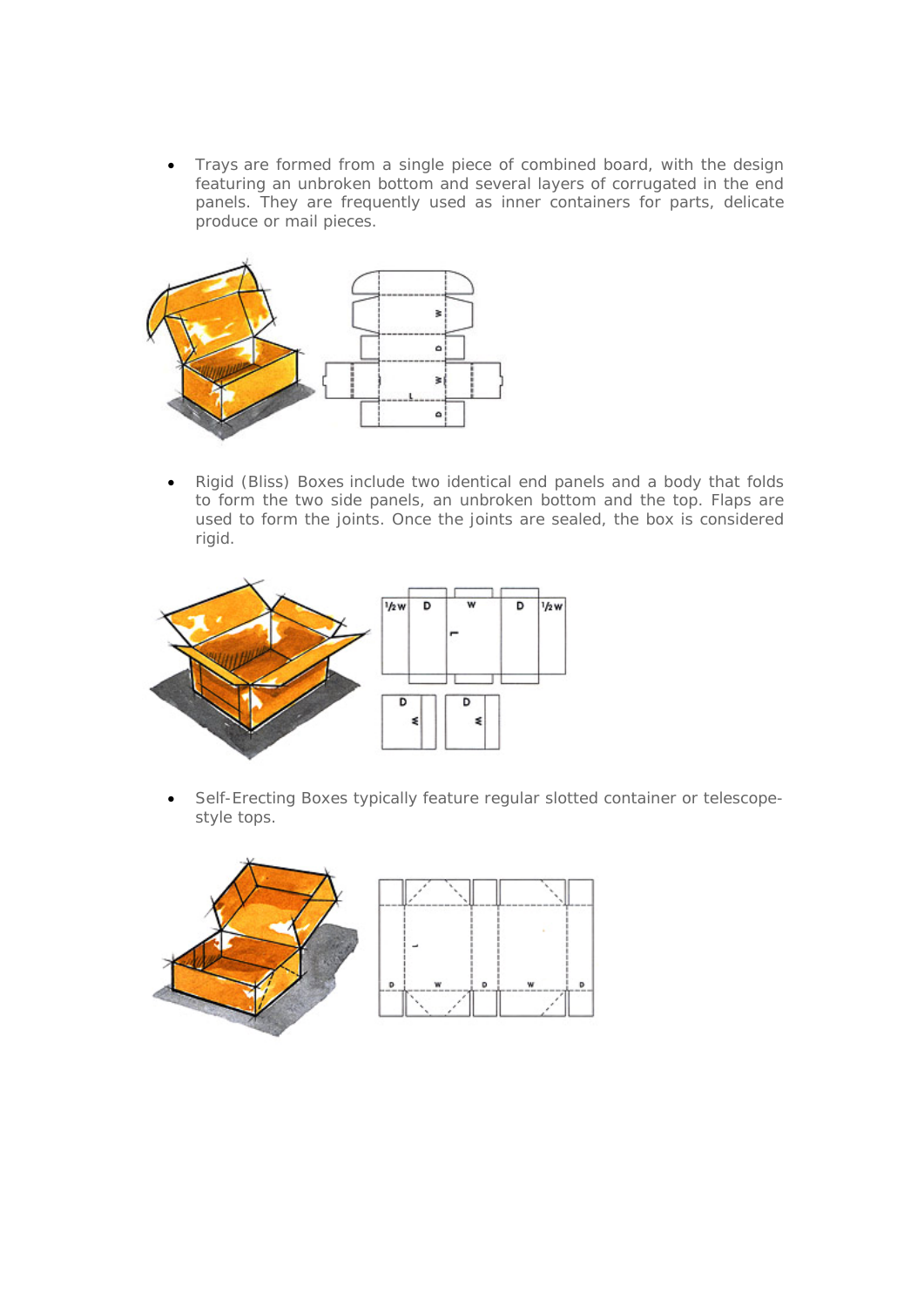- Trays are formed from a single piece of combined board, with the design featuring an unbroken bottom and several layers of corrugated in the end panels. They are frequently used as inner containers for parts, delicate produce or mail pieces.

- Rigid (Bliss) Boxes include two identical end panels and a body that folds to form the two side panels, an unbroken bottom and the top. Flaps are used to form the joints. Once the joints are sealed, the box is considered rigid.

- Self-Erecting Boxes typically feature regular slotted container or telescope-style tops.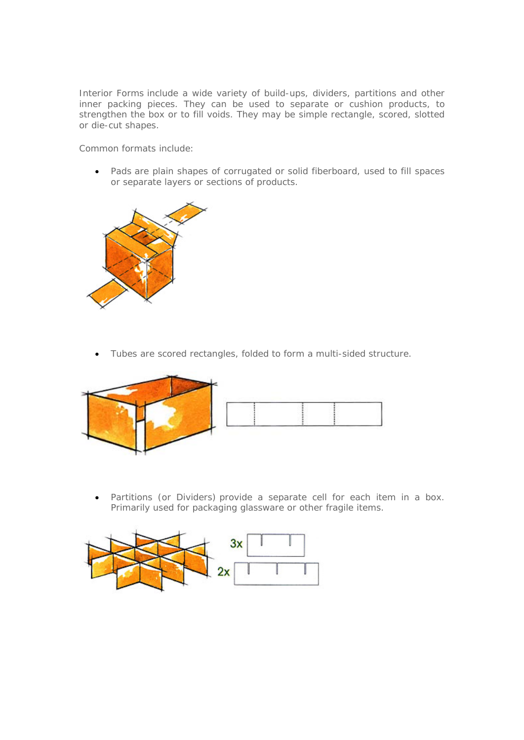Interior Forms include a wide variety of build-ups, dividers, partitions and other inner packing pieces. They can be used to separate or cushion products, to strengthen the box or to fill voids. They may be simple rectangle, scored, slotted or die-cut shapes.

Common formats include:

- Pads are plain shapes of corrugated or solid fiberboard, used to fill spaces or separate layers or sections of products.

- Tubes are scored rectangles, folded to form a multi-sided structure.

- Partitions (or Dividers) provide a separate cell for each item in a box. Primarily used for packaging glassware or other fragile items.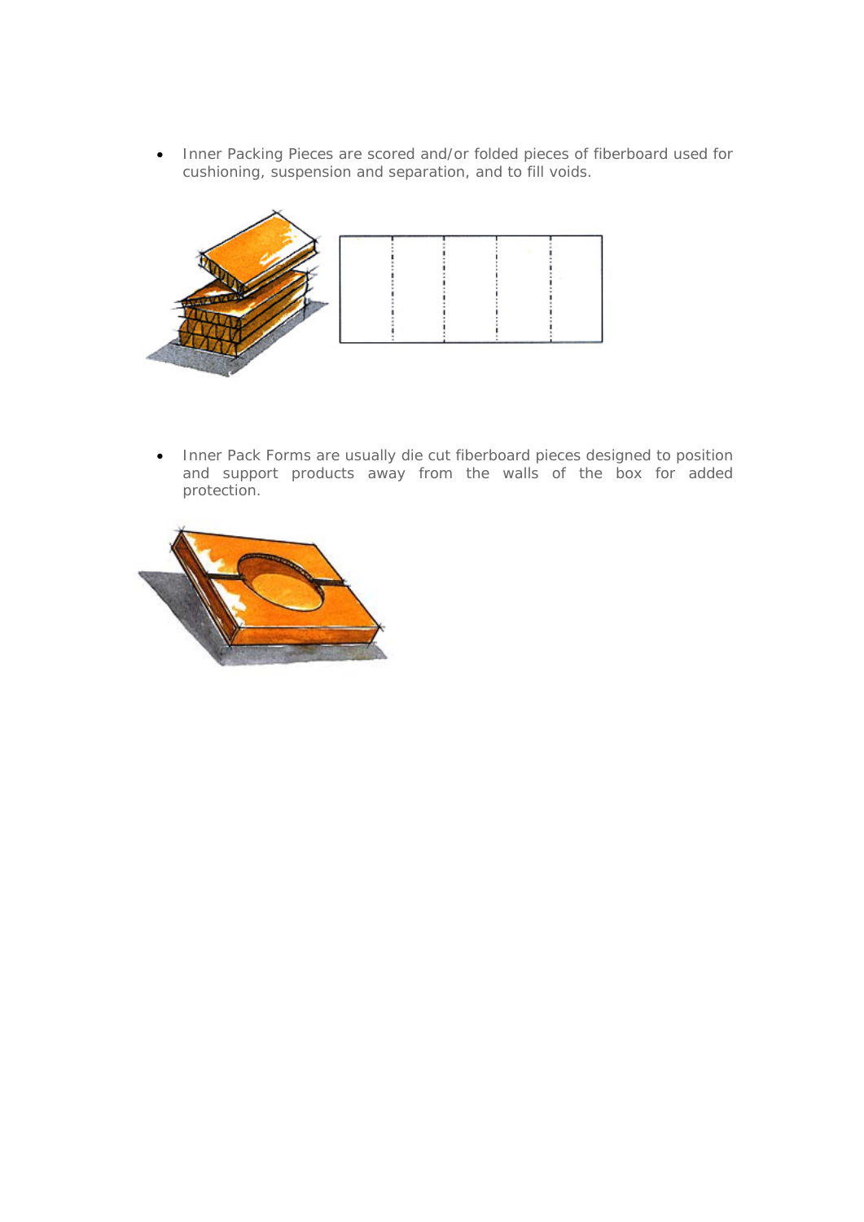- Inner Packing Pieces are scored and/or folded pieces of fiberboard used for cushioning, suspension and separation, and to fill voids.

- Inner Pack Forms are usually die cut fiberboard pieces designed to position and support products away from the walls of the box for added protection.